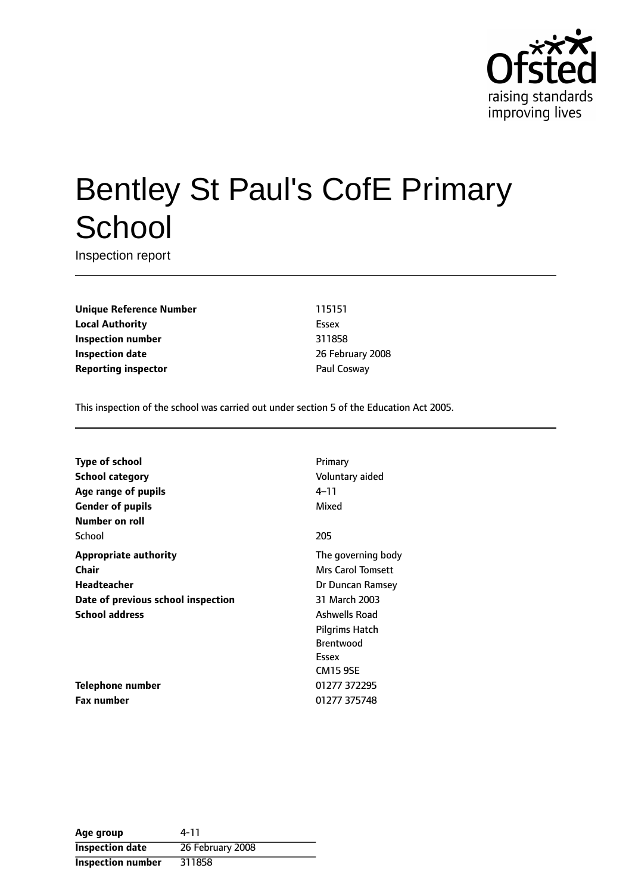# Bentley St Paul's CofE Primary School

Inspection report

| | |
|---|---|
| **Unique Reference Number** | 115151 |
| **Local Authority** | Essex |
| **Inspection number** | 311858 |
| **Inspection date** | 26 February 2008 |
| **Reporting inspector** | Paul Cosway |

This inspection of the school was carried out under section 5 of the Education Act 2005.

| | |
|---|---|
| **Type of school** | Primary |
| **School category** | Voluntary aided |
| **Age range of pupils** | 4–11 |
| **Gender of pupils** | Mixed |
| **Number on roll** | |
| School | 205 |
| **Appropriate authority** | The governing body |
| **Chair** | Mrs Carol Tomsett |
| **Headteacher** | Dr Duncan Ramsey |
| **Date of previous school inspection** | 31 March 2003 |
| **School address** | Ashwells Road<br>Pilgrims Hatch<br>Brentwood<br>Essex<br>CM15 9SE |
| **Telephone number** | 01277 372295 |
| **Fax number** | 01277 375748 |

| | |
|---|---|
| **Age group** | 4-11 |
| **Inspection date** | 26 February 2008 |
| **Inspection number** | 311858 |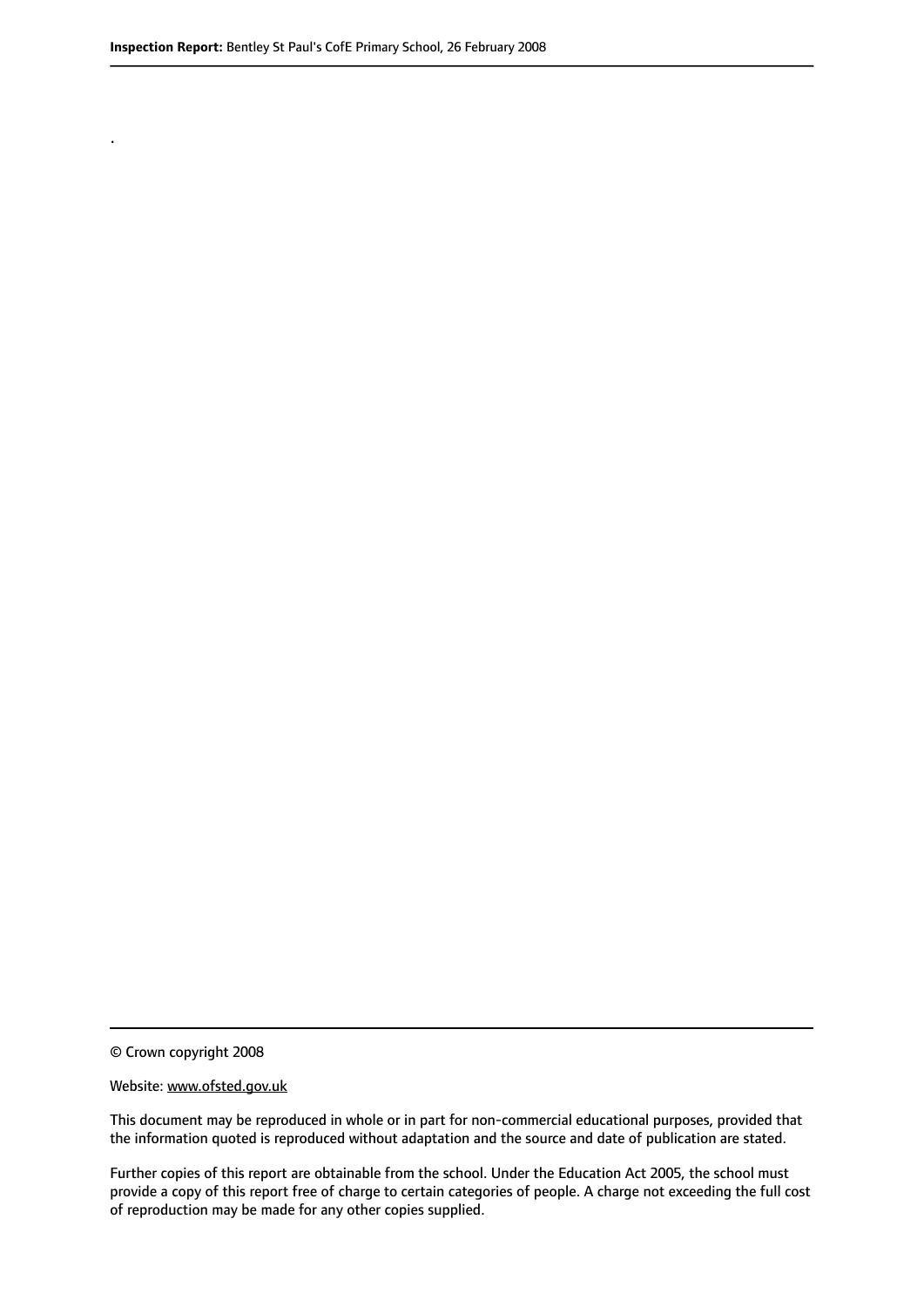.

© Crown copyright 2008

Website: www.ofsted.gov.uk

This document may be reproduced in whole or in part for non-commercial educational purposes, provided that the information quoted is reproduced without adaptation and the source and date of publication are stated.

Further copies of this report are obtainable from the school. Under the Education Act 2005, the school must provide a copy of this report free of charge to certain categories of people. A charge not exceeding the full cost of reproduction may be made for any other copies supplied.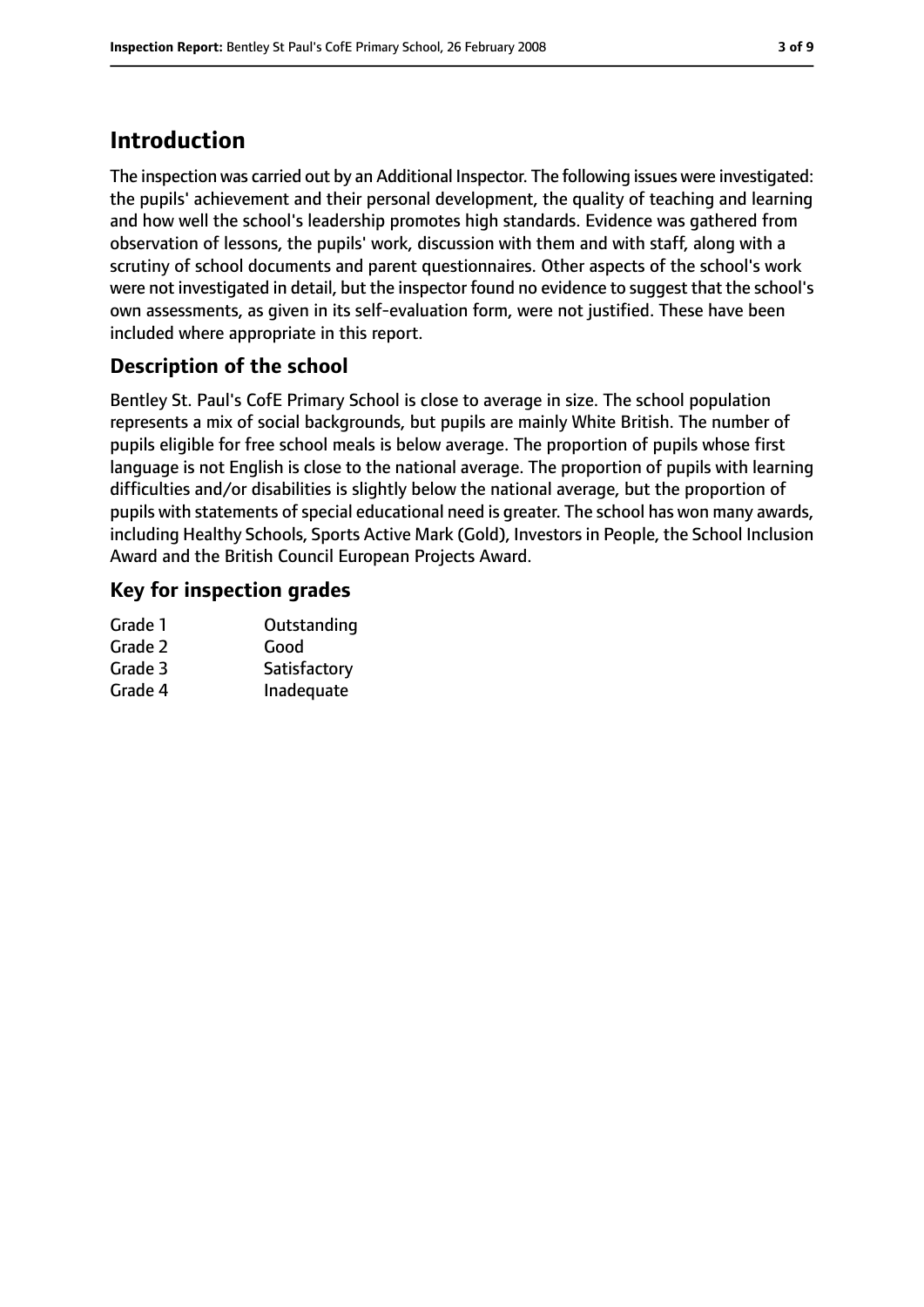# Introduction

The inspection was carried out by an Additional Inspector. The following issues were investigated: the pupils' achievement and their personal development, the quality of teaching and learning and how well the school's leadership promotes high standards. Evidence was gathered from observation of lessons, the pupils' work, discussion with them and with staff, along with a scrutiny of school documents and parent questionnaires. Other aspects of the school's work were not investigated in detail, but the inspector found no evidence to suggest that the school's own assessments, as given in its self-evaluation form, were not justified. These have been included where appropriate in this report.

## Description of the school

Bentley St. Paul's CofE Primary School is close to average in size. The school population represents a mix of social backgrounds, but pupils are mainly White British. The number of pupils eligible for free school meals is below average. The proportion of pupils whose first language is not English is close to the national average. The proportion of pupils with learning difficulties and/or disabilities is slightly below the national average, but the proportion of pupils with statements of special educational need is greater. The school has won many awards, including Healthy Schools, Sports Active Mark (Gold), Investors in People, the School Inclusion Award and the British Council European Projects Award.

## Key for inspection grades

| | |
|---|---|
| Grade 1 | Outstanding |
| Grade 2 | Good |
| Grade 3 | Satisfactory |
| Grade 4 | Inadequate |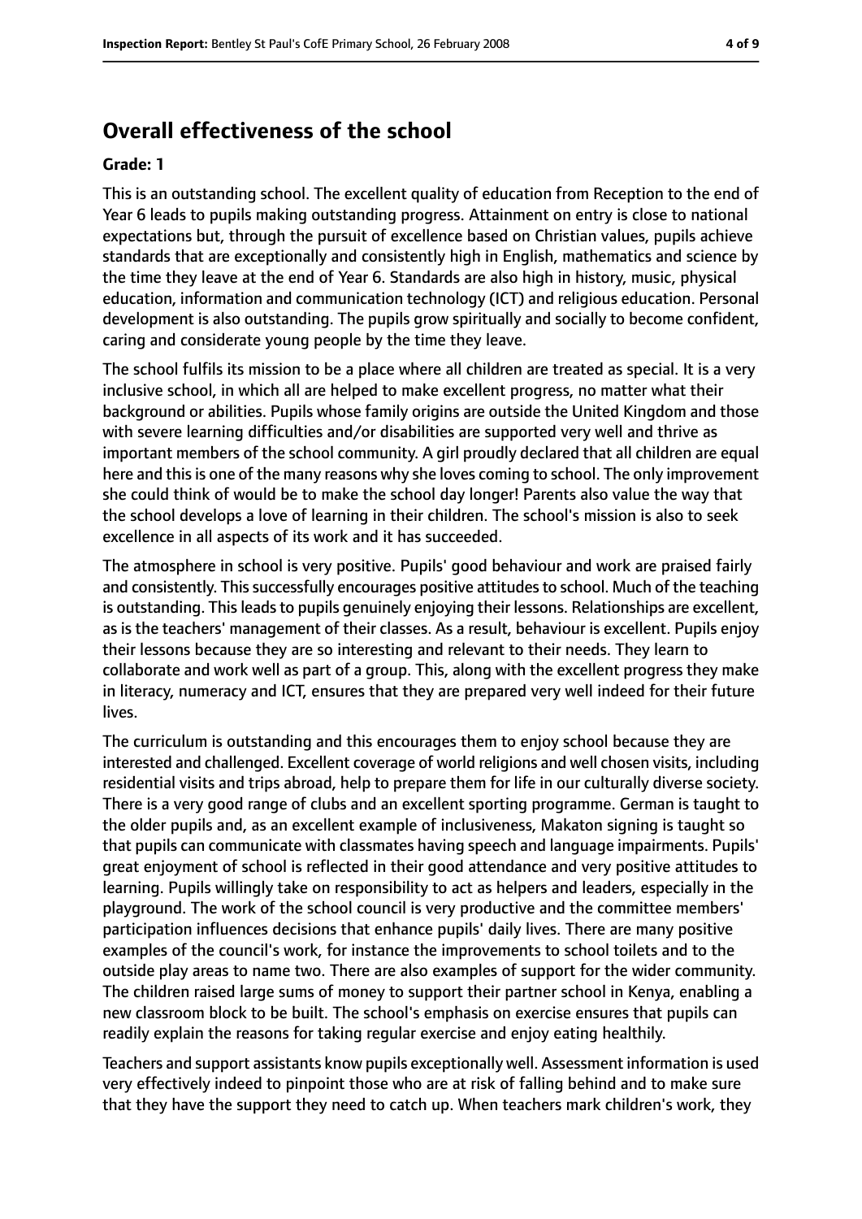## Overall effectiveness of the school

**Grade: 1**

This is an outstanding school. The excellent quality of education from Reception to the end of Year 6 leads to pupils making outstanding progress. Attainment on entry is close to national expectations but, through the pursuit of excellence based on Christian values, pupils achieve standards that are exceptionally and consistently high in English, mathematics and science by the time they leave at the end of Year 6. Standards are also high in history, music, physical education, information and communication technology (ICT) and religious education. Personal development is also outstanding. The pupils grow spiritually and socially to become confident, caring and considerate young people by the time they leave.

The school fulfils its mission to be a place where all children are treated as special. It is a very inclusive school, in which all are helped to make excellent progress, no matter what their background or abilities. Pupils whose family origins are outside the United Kingdom and those with severe learning difficulties and/or disabilities are supported very well and thrive as important members of the school community. A girl proudly declared that all children are equal here and this is one of the many reasons why she loves coming to school. The only improvement she could think of would be to make the school day longer! Parents also value the way that the school develops a love of learning in their children. The school's mission is also to seek excellence in all aspects of its work and it has succeeded.

The atmosphere in school is very positive. Pupils' good behaviour and work are praised fairly and consistently. This successfully encourages positive attitudes to school. Much of the teaching is outstanding. This leads to pupils genuinely enjoying their lessons. Relationships are excellent, as is the teachers' management of their classes. As a result, behaviour is excellent. Pupils enjoy their lessons because they are so interesting and relevant to their needs. They learn to collaborate and work well as part of a group. This, along with the excellent progress they make in literacy, numeracy and ICT, ensures that they are prepared very well indeed for their future lives.

The curriculum is outstanding and this encourages them to enjoy school because they are interested and challenged. Excellent coverage of world religions and well chosen visits, including residential visits and trips abroad, help to prepare them for life in our culturally diverse society. There is a very good range of clubs and an excellent sporting programme. German is taught to the older pupils and, as an excellent example of inclusiveness, Makaton signing is taught so that pupils can communicate with classmates having speech and language impairments. Pupils' great enjoyment of school is reflected in their good attendance and very positive attitudes to learning. Pupils willingly take on responsibility to act as helpers and leaders, especially in the playground. The work of the school council is very productive and the committee members' participation influences decisions that enhance pupils' daily lives. There are many positive examples of the council's work, for instance the improvements to school toilets and to the outside play areas to name two. There are also examples of support for the wider community. The children raised large sums of money to support their partner school in Kenya, enabling a new classroom block to be built. The school's emphasis on exercise ensures that pupils can readily explain the reasons for taking regular exercise and enjoy eating healthily.

Teachers and support assistants know pupils exceptionally well. Assessment information is used very effectively indeed to pinpoint those who are at risk of falling behind and to make sure that they have the support they need to catch up. When teachers mark children's work, they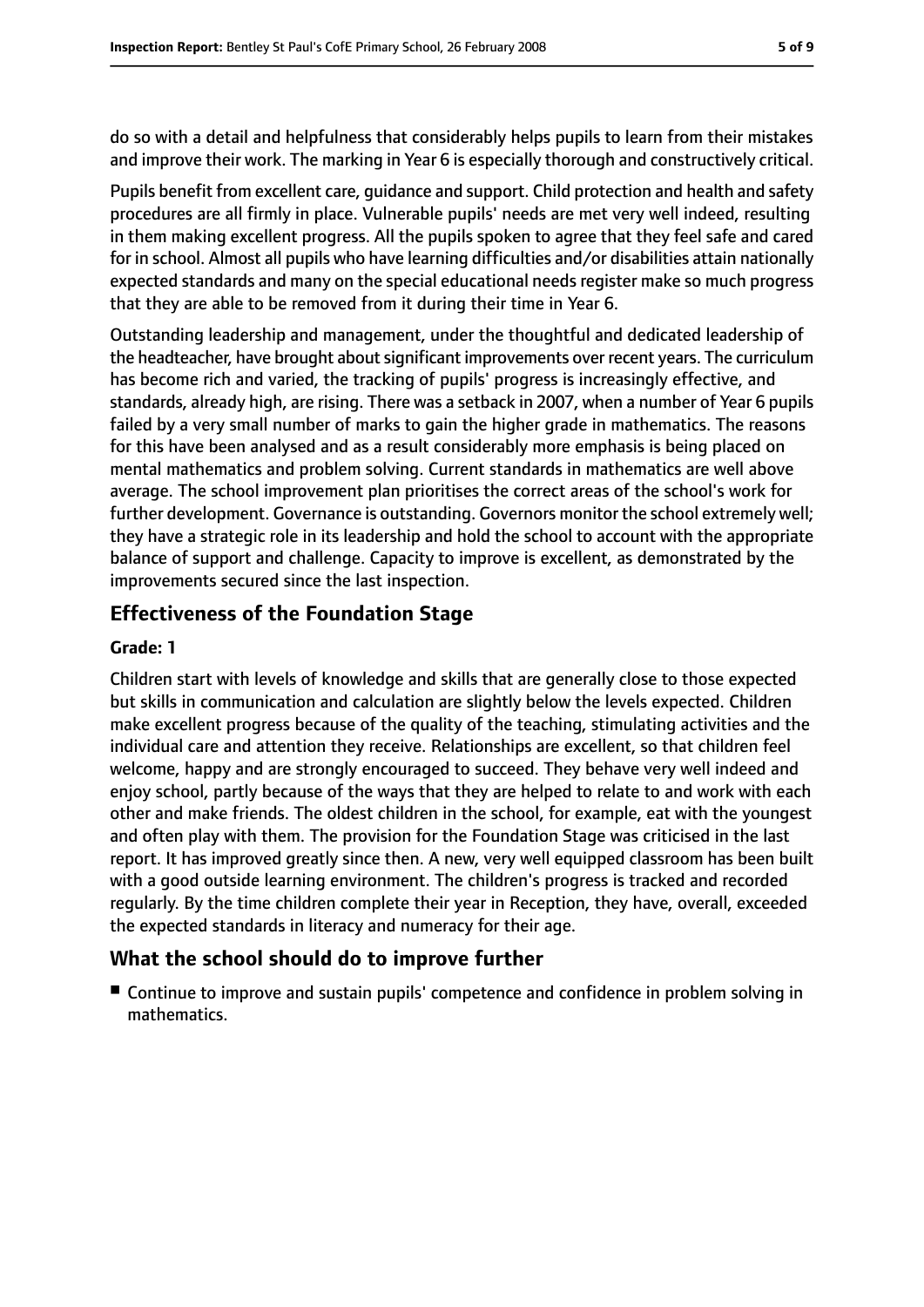do so with a detail and helpfulness that considerably helps pupils to learn from their mistakes and improve their work. The marking in Year 6 is especially thorough and constructively critical.

Pupils benefit from excellent care, guidance and support. Child protection and health and safety procedures are all firmly in place. Vulnerable pupils' needs are met very well indeed, resulting in them making excellent progress. All the pupils spoken to agree that they feel safe and cared for in school. Almost all pupils who have learning difficulties and/or disabilities attain nationally expected standards and many on the special educational needs register make so much progress that they are able to be removed from it during their time in Year 6.

Outstanding leadership and management, under the thoughtful and dedicated leadership of the headteacher, have brought about significant improvements over recent years. The curriculum has become rich and varied, the tracking of pupils' progress is increasingly effective, and standards, already high, are rising. There was a setback in 2007, when a number of Year 6 pupils failed by a very small number of marks to gain the higher grade in mathematics. The reasons for this have been analysed and as a result considerably more emphasis is being placed on mental mathematics and problem solving. Current standards in mathematics are well above average. The school improvement plan prioritises the correct areas of the school's work for further development. Governance is outstanding. Governors monitor the school extremely well; they have a strategic role in its leadership and hold the school to account with the appropriate balance of support and challenge. Capacity to improve is excellent, as demonstrated by the improvements secured since the last inspection.

## Effectiveness of the Foundation Stage

**Grade: 1**

Children start with levels of knowledge and skills that are generally close to those expected but skills in communication and calculation are slightly below the levels expected. Children make excellent progress because of the quality of the teaching, stimulating activities and the individual care and attention they receive. Relationships are excellent, so that children feel welcome, happy and are strongly encouraged to succeed. They behave very well indeed and enjoy school, partly because of the ways that they are helped to relate to and work with each other and make friends. The oldest children in the school, for example, eat with the youngest and often play with them. The provision for the Foundation Stage was criticised in the last report. It has improved greatly since then. A new, very well equipped classroom has been built with a good outside learning environment. The children's progress is tracked and recorded regularly. By the time children complete their year in Reception, they have, overall, exceeded the expected standards in literacy and numeracy for their age.

## What the school should do to improve further

- Continue to improve and sustain pupils' competence and confidence in problem solving in mathematics.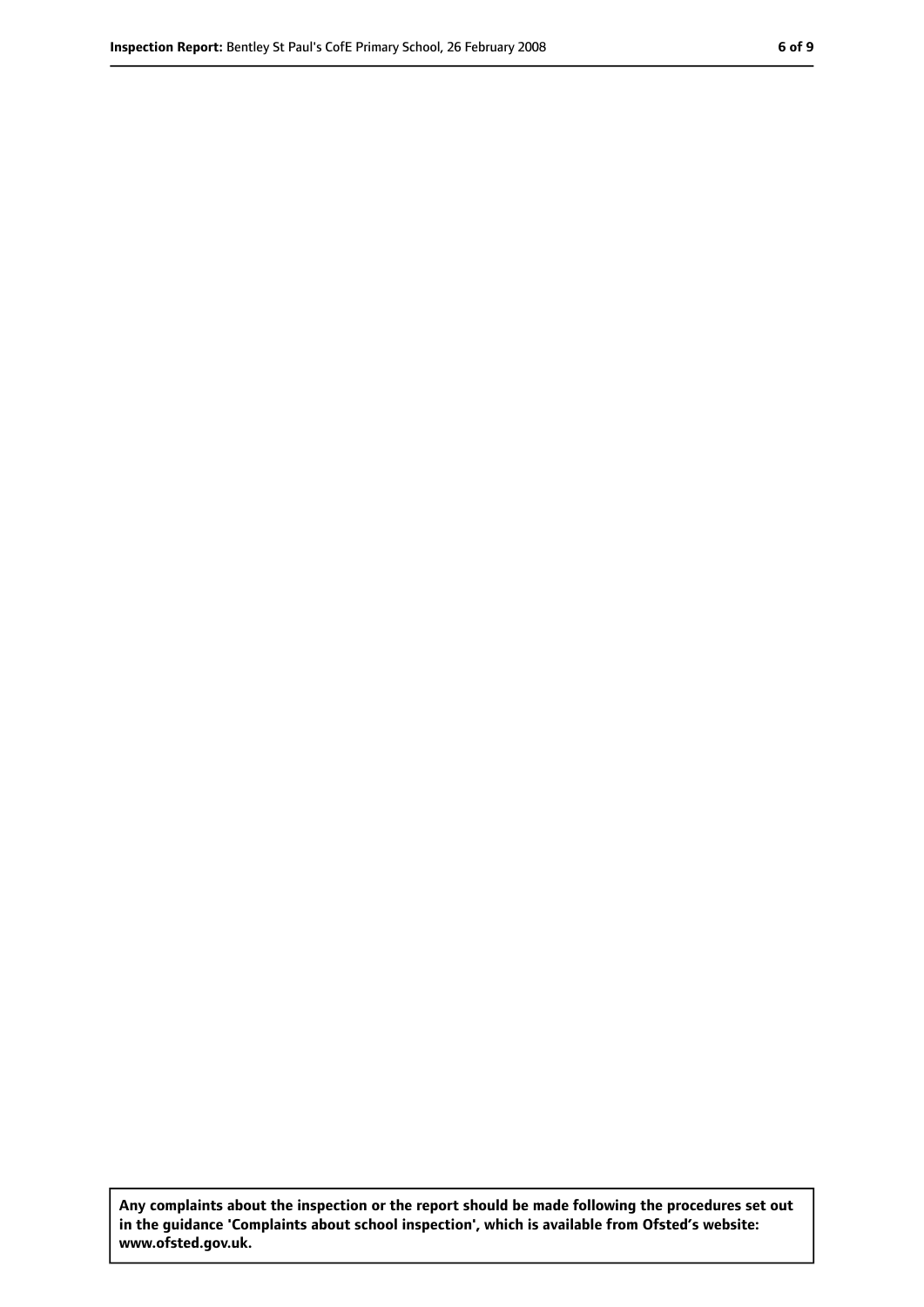**Any complaints about the inspection or the report should be made following the procedures set out in the guidance 'Complaints about school inspection', which is available from Ofsted's website: www.ofsted.gov.uk.**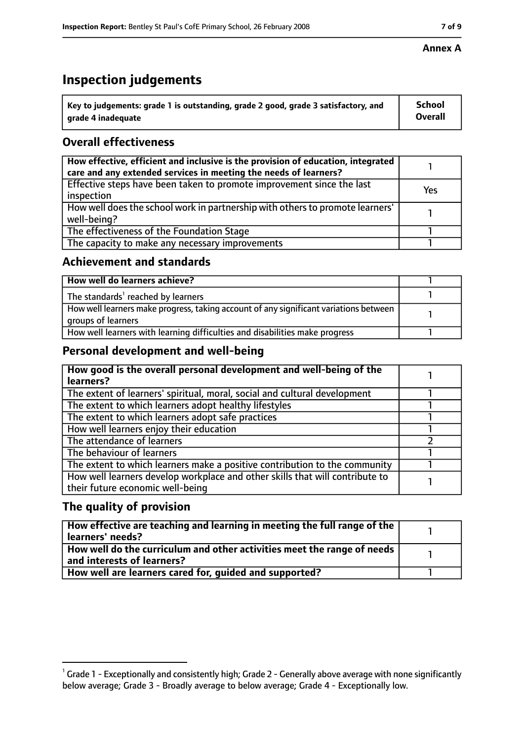**Annex A**

# Inspection judgements

| Key to judgements: grade 1 is outstanding, grade 2 good, grade 3 satisfactory, and grade 4 inadequate | School Overall |
|---|---|

## Overall effectiveness

| | |
|---|---|
| How effective, efficient and inclusive is the provision of education, integrated care and any extended services in meeting the needs of learners? | 1 |
| Effective steps have been taken to promote improvement since the last inspection | Yes |
| How well does the school work in partnership with others to promote learners' well-being? | 1 |
| The effectiveness of the Foundation Stage | 1 |
| The capacity to make any necessary improvements | 1 |

## Achievement and standards

| | |
|---|---|
| How well do learners achieve? | 1 |
| The standards[1] reached by learners | 1 |
| How well learners make progress, taking account of any significant variations between groups of learners | 1 |
| How well learners with learning difficulties and disabilities make progress | 1 |

## Personal development and well-being

| | |
|---|---|
| How good is the overall personal development and well-being of the learners? | 1 |
| The extent of learners' spiritual, moral, social and cultural development | 1 |
| The extent to which learners adopt healthy lifestyles | 1 |
| The extent to which learners adopt safe practices | 1 |
| How well learners enjoy their education | 1 |
| The attendance of learners | 2 |
| The behaviour of learners | 1 |
| The extent to which learners make a positive contribution to the community | 1 |
| How well learners develop workplace and other skills that will contribute to their future economic well-being | 1 |

## The quality of provision

| | |
|---|---|
| How effective are teaching and learning in meeting the full range of the learners' needs? | 1 |
| How well do the curriculum and other activities meet the range of needs and interests of learners? | 1 |
| How well are learners cared for, guided and supported? | 1 |

[1] Grade 1 - Exceptionally and consistently high; Grade 2 - Generally above average with none significantly below average; Grade 3 - Broadly average to below average; Grade 4 - Exceptionally low.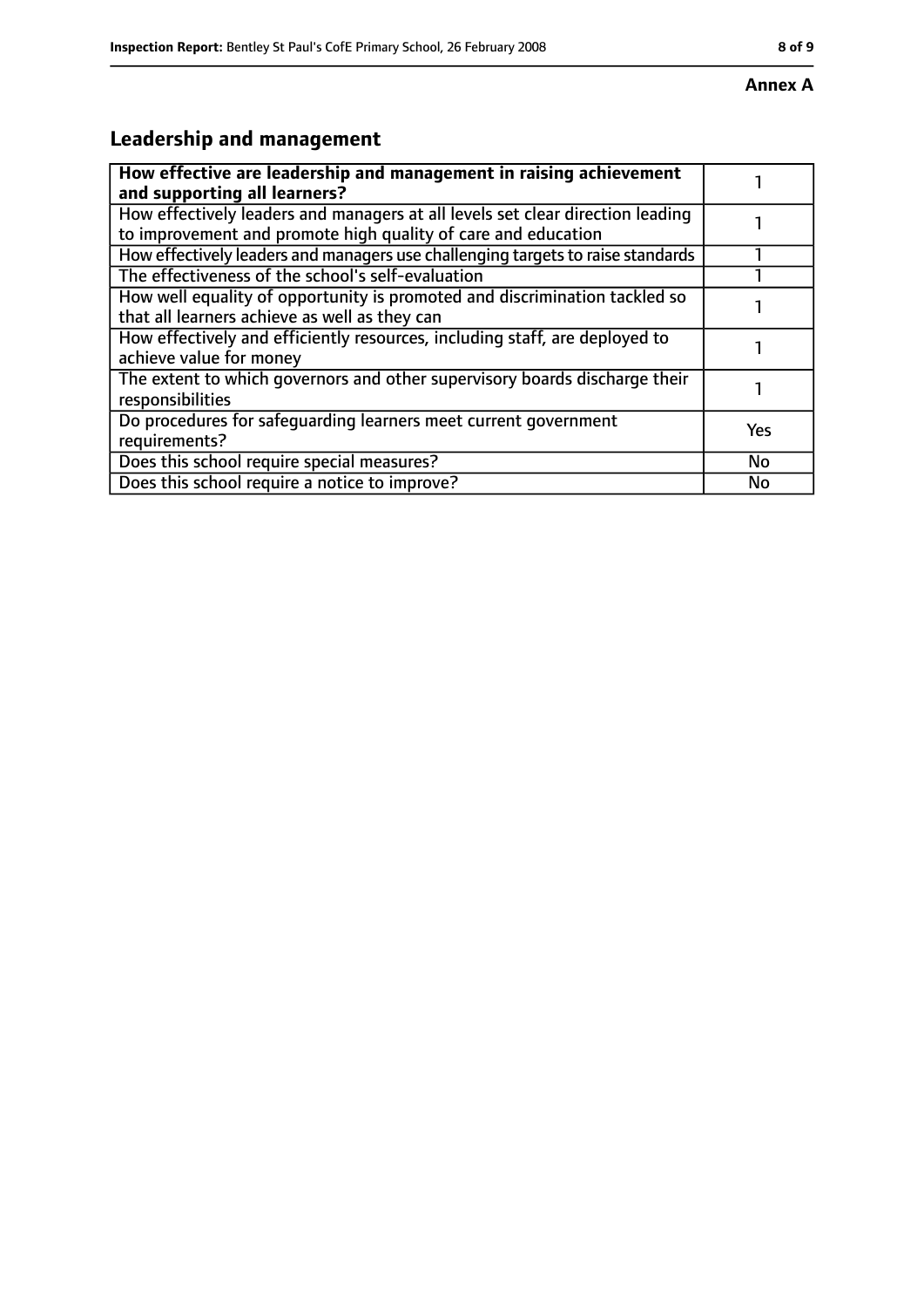**Annex A**

## Leadership and management

| How effective are leadership and management in raising achievement and supporting all learners? | 1 |
|---|---|
| How effectively leaders and managers at all levels set clear direction leading to improvement and promote high quality of care and education | 1 |
| How effectively leaders and managers use challenging targets to raise standards | 1 |
| The effectiveness of the school's self-evaluation | 1 |
| How well equality of opportunity is promoted and discrimination tackled so that all learners achieve as well as they can | 1 |
| How effectively and efficiently resources, including staff, are deployed to achieve value for money | 1 |
| The extent to which governors and other supervisory boards discharge their responsibilities | 1 |
| Do procedures for safeguarding learners meet current government requirements? | Yes |
| Does this school require special measures? | No |
| Does this school require a notice to improve? | No |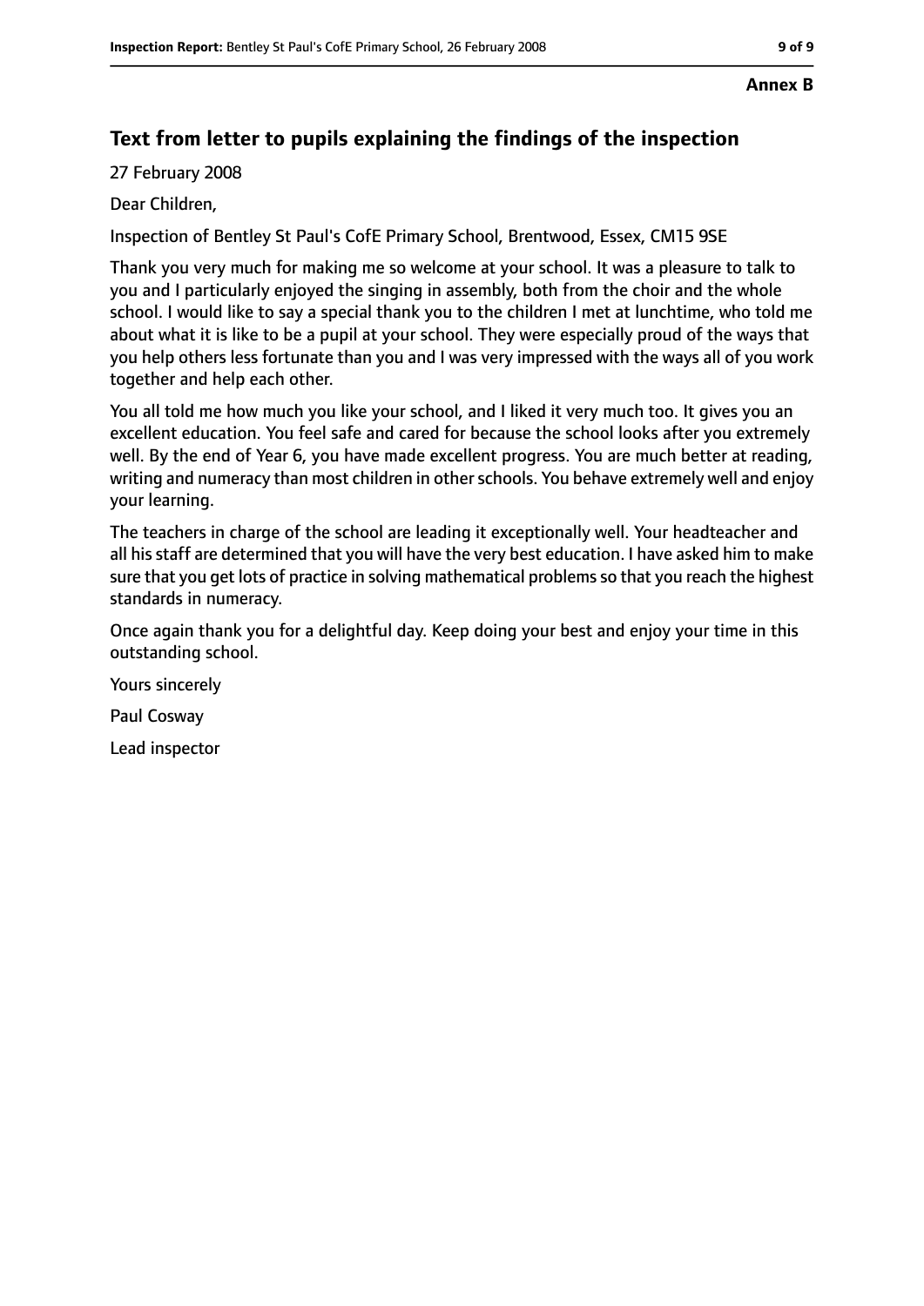**Annex B**

## Text from letter to pupils explaining the findings of the inspection

27 February 2008

Dear Children,

Inspection of Bentley St Paul's CofE Primary School, Brentwood, Essex, CM15 9SE

Thank you very much for making me so welcome at your school. It was a pleasure to talk to you and I particularly enjoyed the singing in assembly, both from the choir and the whole school. I would like to say a special thank you to the children I met at lunchtime, who told me about what it is like to be a pupil at your school. They were especially proud of the ways that you help others less fortunate than you and I was very impressed with the ways all of you work together and help each other.

You all told me how much you like your school, and I liked it very much too. It gives you an excellent education. You feel safe and cared for because the school looks after you extremely well. By the end of Year 6, you have made excellent progress. You are much better at reading, writing and numeracy than most children in other schools. You behave extremely well and enjoy your learning.

The teachers in charge of the school are leading it exceptionally well. Your headteacher and all his staff are determined that you will have the very best education. I have asked him to make sure that you get lots of practice in solving mathematical problems so that you reach the highest standards in numeracy.

Once again thank you for a delightful day. Keep doing your best and enjoy your time in this outstanding school.

Yours sincerely

Paul Cosway

Lead inspector